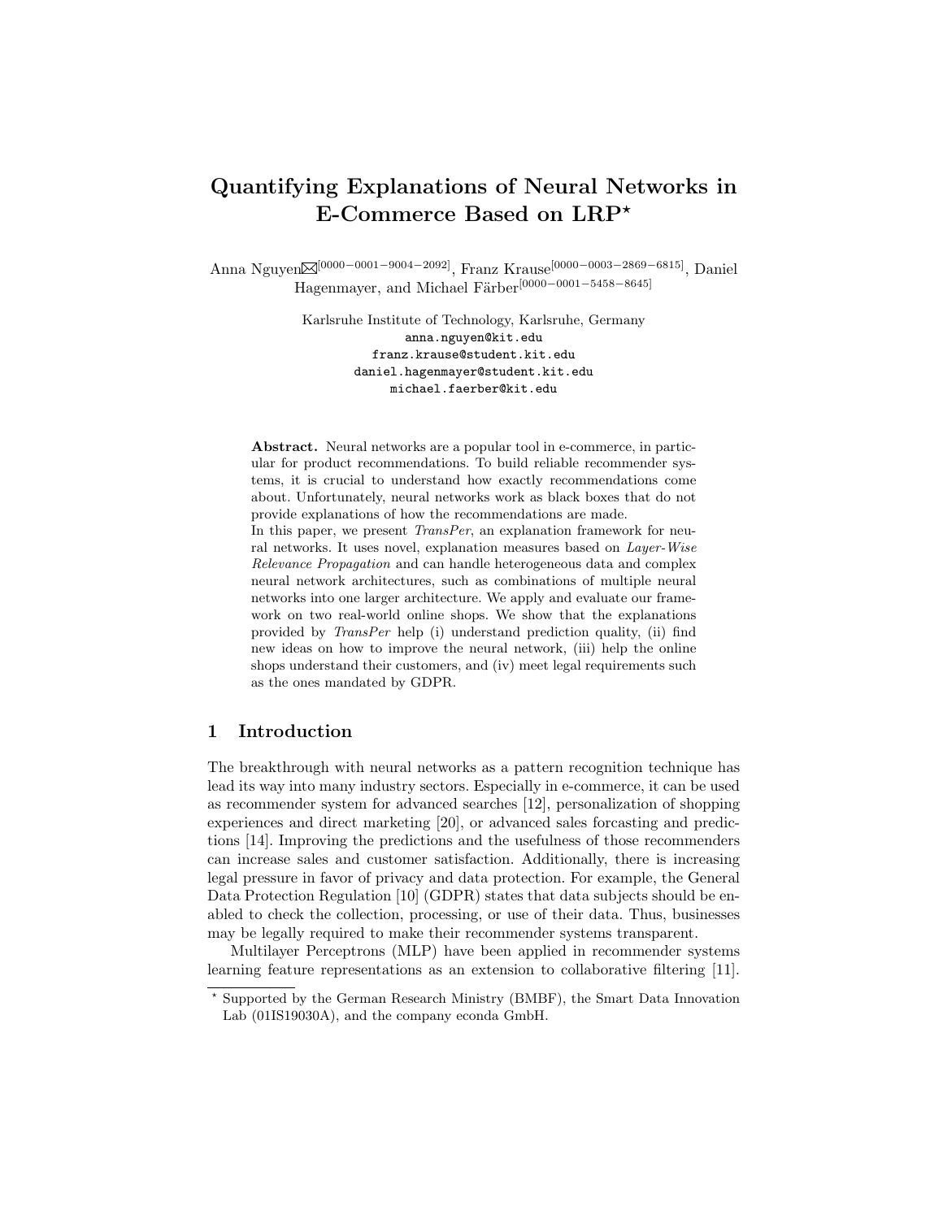# Quantifying Explanations of Neural Networks in E-Commerce Based on LRP*

Anna Nguyen✉[0000−0001−9004−2092], Franz Krause[0000−0003−2869−6815], Daniel Hagenmayer, and Michael Färber[0000−0001−5458−8645]

Karlsruhe Institute of Technology, Karlsruhe, Germany
anna.nguyen@kit.edu
franz.krause@student.kit.edu
daniel.hagenmayer@student.kit.edu
michael.faerber@kit.edu

**Abstract.** Neural networks are a popular tool in e-commerce, in particular for product recommendations. To build reliable recommender systems, it is crucial to understand how exactly recommendations come about. Unfortunately, neural networks work as black boxes that do not provide explanations of how the recommendations are made.
In this paper, we present *TransPer*, an explanation framework for neural networks. It uses novel, explanation measures based on *Layer-Wise Relevance Propagation* and can handle heterogeneous data and complex neural network architectures, such as combinations of multiple neural networks into one larger architecture. We apply and evaluate our framework on two real-world online shops. We show that the explanations provided by *TransPer* help (i) understand prediction quality, (ii) find new ideas on how to improve the neural network, (iii) help the online shops understand their customers, and (iv) meet legal requirements such as the ones mandated by GDPR.

## 1 Introduction

The breakthrough with neural networks as a pattern recognition technique has lead its way into many industry sectors. Especially in e-commerce, it can be used as recommender system for advanced searches [12], personalization of shopping experiences and direct marketing [20], or advanced sales forcasting and predictions [14]. Improving the predictions and the usefulness of those recommenders can increase sales and customer satisfaction. Additionally, there is increasing legal pressure in favor of privacy and data protection. For example, the General Data Protection Regulation [10] (GDPR) states that data subjects should be enabled to check the collection, processing, or use of their data. Thus, businesses may be legally required to make their recommender systems transparent.

Multilayer Perceptrons (MLP) have been applied in recommender systems learning feature representations as an extension to collaborative filtering [11].

* Supported by the German Research Ministry (BMBF), the Smart Data Innovation Lab (01IS19030A), and the company econda GmbH.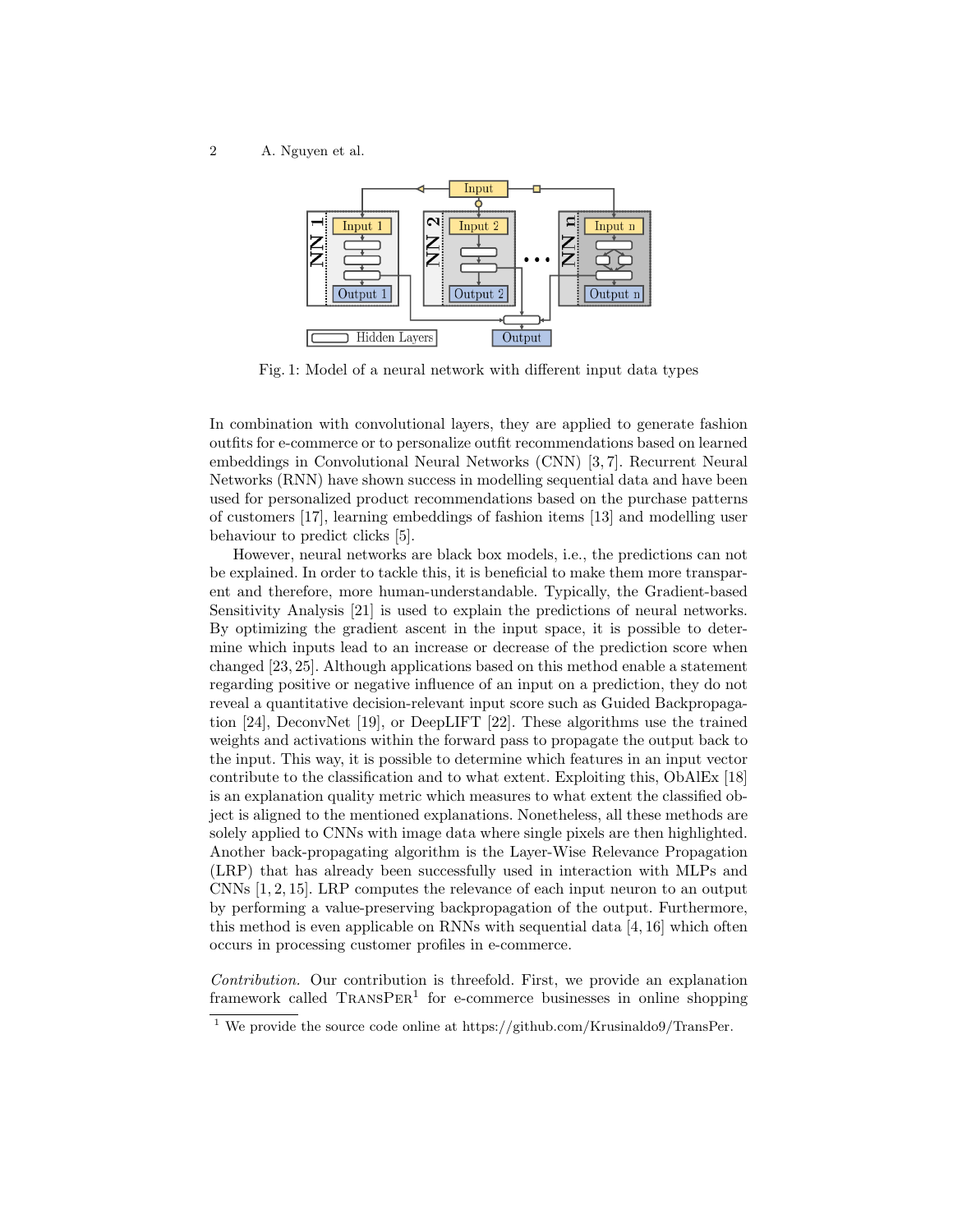Fig. 1: Model of a neural network with different input data types

In combination with convolutional layers, they are applied to generate fashion outfits for e-commerce or to personalize outfit recommendations based on learned embeddings in Convolutional Neural Networks (CNN) [3, 7]. Recurrent Neural Networks (RNN) have shown success in modelling sequential data and have been used for personalized product recommendations based on the purchase patterns of customers [17], learning embeddings of fashion items [13] and modelling user behaviour to predict clicks [5].

However, neural networks are black box models, i.e., the predictions can not be explained. In order to tackle this, it is beneficial to make them more transparent and therefore, more human-understandable. Typically, the Gradient-based Sensitivity Analysis [21] is used to explain the predictions of neural networks. By optimizing the gradient ascent in the input space, it is possible to determine which inputs lead to an increase or decrease of the prediction score when changed [23, 25]. Although applications based on this method enable a statement regarding positive or negative influence of an input on a prediction, they do not reveal a quantitative decision-relevant input score such as Guided Backpropagation [24], DeconvNet [19], or DeepLIFT [22]. These algorithms use the trained weights and activations within the forward pass to propagate the output back to the input. This way, it is possible to determine which features in an input vector contribute to the classification and to what extent. Exploiting this, ObAlEx [18] is an explanation quality metric which measures to what extent the classified object is aligned to the mentioned explanations. Nonetheless, all these methods are solely applied to CNNs with image data where single pixels are then highlighted. Another back-propagating algorithm is the Layer-Wise Relevance Propagation (LRP) that has already been successfully used in interaction with MLPs and CNNs [1, 2, 15]. LRP computes the relevance of each input neuron to an output by performing a value-preserving backpropagation of the output. Furthermore, this method is even applicable on RNNs with sequential data [4, 16] which often occurs in processing customer profiles in e-commerce.

*Contribution.* Our contribution is threefold. First, we provide an explanation framework called TransPer[1] for e-commerce businesses in online shopping

[1] We provide the source code online at https://github.com/Krusinaldo9/TransPer.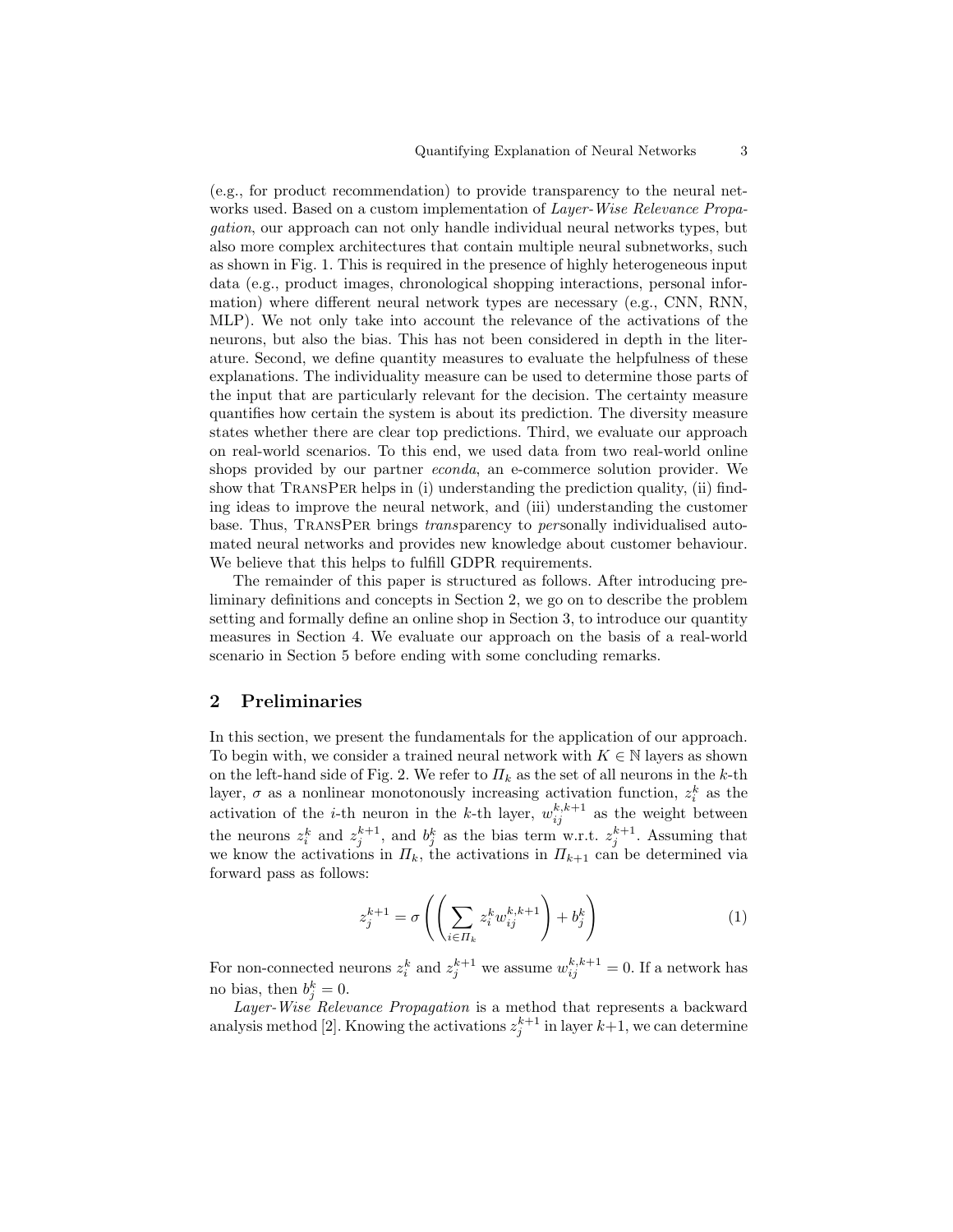(e.g., for product recommendation) to provide transparency to the neural networks used. Based on a custom implementation of *Layer-Wise Relevance Propagation*, our approach can not only handle individual neural networks types, but also more complex architectures that contain multiple neural subnetworks, such as shown in Fig. 1. This is required in the presence of highly heterogeneous input data (e.g., product images, chronological shopping interactions, personal information) where different neural network types are necessary (e.g., CNN, RNN, MLP). We not only take into account the relevance of the activations of the neurons, but also the bias. This has not been considered in depth in the literature. Second, we define quantity measures to evaluate the helpfulness of these explanations. The individuality measure can be used to determine those parts of the input that are particularly relevant for the decision. The certainty measure quantifies how certain the system is about its prediction. The diversity measure states whether there are clear top predictions. Third, we evaluate our approach on real-world scenarios. To this end, we used data from two real-world online shops provided by our partner *econda*, an e-commerce solution provider. We show that TransPer helps in (i) understanding the prediction quality, (ii) finding ideas to improve the neural network, and (iii) understanding the customer base. Thus, TransPer brings *trans*parency to *per*sonally individualised automated neural networks and provides new knowledge about customer behaviour. We believe that this helps to fulfill GDPR requirements.

The remainder of this paper is structured as follows. After introducing preliminary definitions and concepts in Section 2, we go on to describe the problem setting and formally define an online shop in Section 3, to introduce our quantity measures in Section 4. We evaluate our approach on the basis of a real-world scenario in Section 5 before ending with some concluding remarks.

## 2 Preliminaries

In this section, we present the fundamentals for the application of our approach. To begin with, we consider a trained neural network with $K \in \mathbb{N}$ layers as shown on the left-hand side of Fig. 2. We refer to $\Pi_k$ as the set of all neurons in the $k$-th layer, $\sigma$ as a nonlinear monotonously increasing activation function, $z_i^k$ as the activation of the $i$-th neuron in the $k$-th layer, $w_{ij}^{k,k+1}$ as the weight between the neurons $z_i^k$ and $z_j^{k+1}$, and $b_j^k$ as the bias term w.r.t. $z_j^{k+1}$. Assuming that we know the activations in $\Pi_k$, the activations in $\Pi_{k+1}$ can be determined via forward pass as follows:

$$z_j^{k+1} = \sigma\left(\left(\sum_{i \in \Pi_k} z_i^k w_{ij}^{k,k+1}\right) + b_j^k\right) \tag{1}$$

For non-connected neurons $z_i^k$ and $z_j^{k+1}$ we assume $w_{ij}^{k,k+1} = 0$. If a network has no bias, then $b_j^k = 0$.

*Layer-Wise Relevance Propagation* is a method that represents a backward analysis method [2]. Knowing the activations $z_j^{k+1}$ in layer $k+1$, we can determine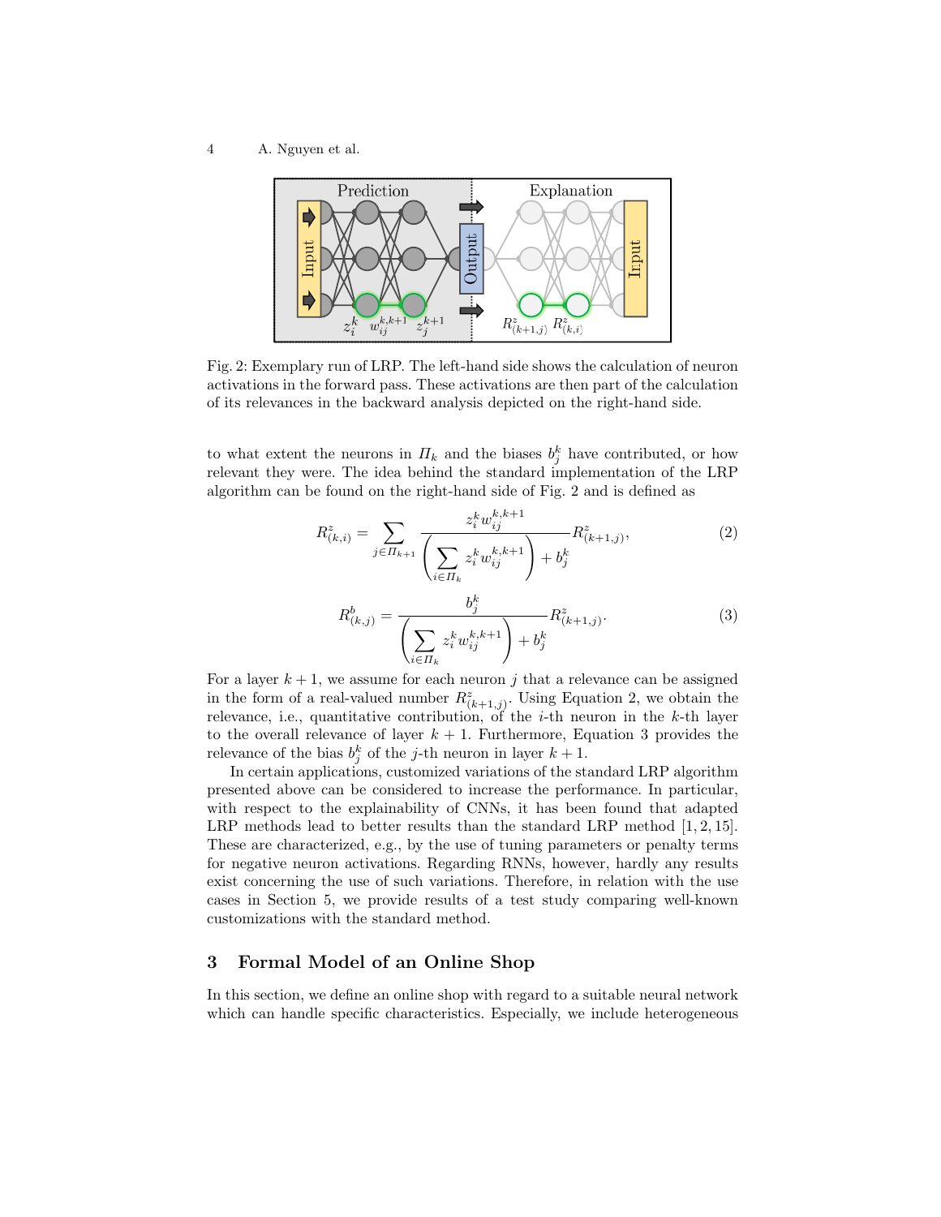Fig. 2: Exemplary run of LRP. The left-hand side shows the calculation of neuron activations in the forward pass. These activations are then part of the calculation of its relevances in the backward analysis depicted on the right-hand side.

to what extent the neurons in $\Pi_k$ and the biases $b_j^k$ have contributed, or how relevant they were. The idea behind the standard implementation of the LRP algorithm can be found on the right-hand side of Fig. 2 and is defined as

$$R^z_{(k,i)} = \sum_{j \in \Pi_{k+1}} \frac{z_i^k w_{ij}^{k,k+1}}{\left( \sum_{i \in \Pi_k} z_i^k w_{ij}^{k,k+1} \right) + b_j^k} R^z_{(k+1,j)}, \tag{2}$$

$$R^b_{(k,j)} = \frac{b_j^k}{\left( \sum_{i \in \Pi_k} z_i^k w_{ij}^{k,k+1} \right) + b_j^k} R^z_{(k+1,j)}. \tag{3}$$

For a layer $k+1$, we assume for each neuron $j$ that a relevance can be assigned in the form of a real-valued number $R^z_{(k+1,j)}$. Using Equation 2, we obtain the relevance, i.e., quantitative contribution, of the $i$-th neuron in the $k$-th layer to the overall relevance of layer $k+1$. Furthermore, Equation 3 provides the relevance of the bias $b_j^k$ of the $j$-th neuron in layer $k+1$.

In certain applications, customized variations of the standard LRP algorithm presented above can be considered to increase the performance. In particular, with respect to the explainability of CNNs, it has been found that adapted LRP methods lead to better results than the standard LRP method [1, 2, 15]. These are characterized, e.g., by the use of tuning parameters or penalty terms for negative neuron activations. Regarding RNNs, however, hardly any results exist concerning the use of such variations. Therefore, in relation with the use cases in Section 5, we provide results of a test study comparing well-known customizations with the standard method.

## 3 Formal Model of an Online Shop

In this section, we define an online shop with regard to a suitable neural network which can handle specific characteristics. Especially, we include heterogeneous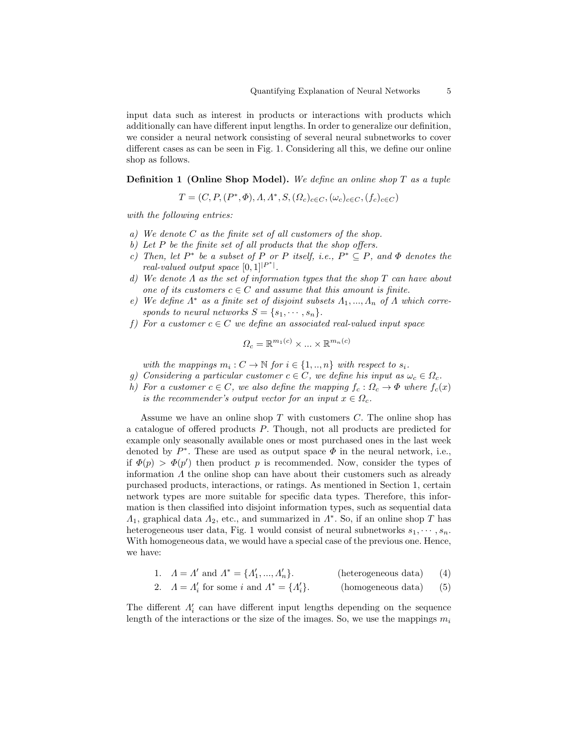input data such as interest in products or interactions with products which additionally can have different input lengths. In order to generalize our definition, we consider a neural network consisting of several neural subnetworks to cover different cases as can be seen in Fig. 1. Considering all this, we define our online shop as follows.

**Definition 1 (Online Shop Model).** *We define an online shop $T$ as a tuple*

$$T = (C, P, (P^*, \Phi), \Lambda, \Lambda^*, S, (\Omega_c)_{c \in C}, (\omega_c)_{c \in C}, (f_c)_{c \in C})$$

*with the following entries:*

*a) We denote $C$ as the finite set of all customers of the shop.*

*b) Let $P$ be the finite set of all products that the shop offers.*

*c) Then, let $P^*$ be a subset of $P$ or $P$ itself, i.e., $P^* \subseteq P$, and $\Phi$ denotes the real-valued output space $[0,1]^{|P^*|}$.*

*d) We denote $\Lambda$ as the set of information types that the shop $T$ can have about one of its customers $c \in C$ and assume that this amount is finite.*

*e) We define $\Lambda^*$ as a finite set of disjoint subsets $\Lambda_1, ..., \Lambda_n$ of $\Lambda$ which corresponds to neural networks $S = \{s_1, \cdots, s_n\}$.*

*f) For a customer $c \in C$ we define an associated real-valued input space*

$$\Omega_c = \mathbb{R}^{m_1(c)} \times ... \times \mathbb{R}^{m_n(c)}$$

*with the mappings $m_i : C \to \mathbb{N}$ for $i \in \{1, .., n\}$ with respect to $s_i$.*

*g) Considering a particular customer $c \in C$, we define his input as $\omega_c \in \Omega_c$.*

*h) For a customer $c \in C$, we also define the mapping $f_c : \Omega_c \to \Phi$ where $f_c(x)$ is the recommender's output vector for an input $x \in \Omega_c$.*

Assume we have an online shop $T$ with customers $C$. The online shop has a catalogue of offered products $P$. Though, not all products are predicted for example only seasonally available ones or most purchased ones in the last week denoted by $P^*$. These are used as output space $\Phi$ in the neural network, i.e., if $\Phi(p) > \Phi(p')$ then product $p$ is recommended. Now, consider the types of information $\Lambda$ the online shop can have about their customers such as already purchased products, interactions, or ratings. As mentioned in Section 1, certain network types are more suitable for specific data types. Therefore, this information is then classified into disjoint information types, such as sequential data $\Lambda_1$, graphical data $\Lambda_2$, etc., and summarized in $\Lambda^*$. So, if an online shop $T$ has heterogeneous user data, Fig. 1 would consist of neural subnetworks $s_1, \cdots, s_n$. With homogeneous data, we would have a special case of the previous one. Hence, we have:

1. $\Lambda = \Lambda'$ and $\Lambda^* = \{\Lambda'_1, ..., \Lambda'_n\}$. (heterogeneous data) (4)
2. $\Lambda = \Lambda'_i$ for some $i$ and $\Lambda^* = \{\Lambda'_i\}$. (homogeneous data) (5)

The different $\Lambda'_i$ can have different input lengths depending on the sequence length of the interactions or the size of the images. So, we use the mappings $m_i$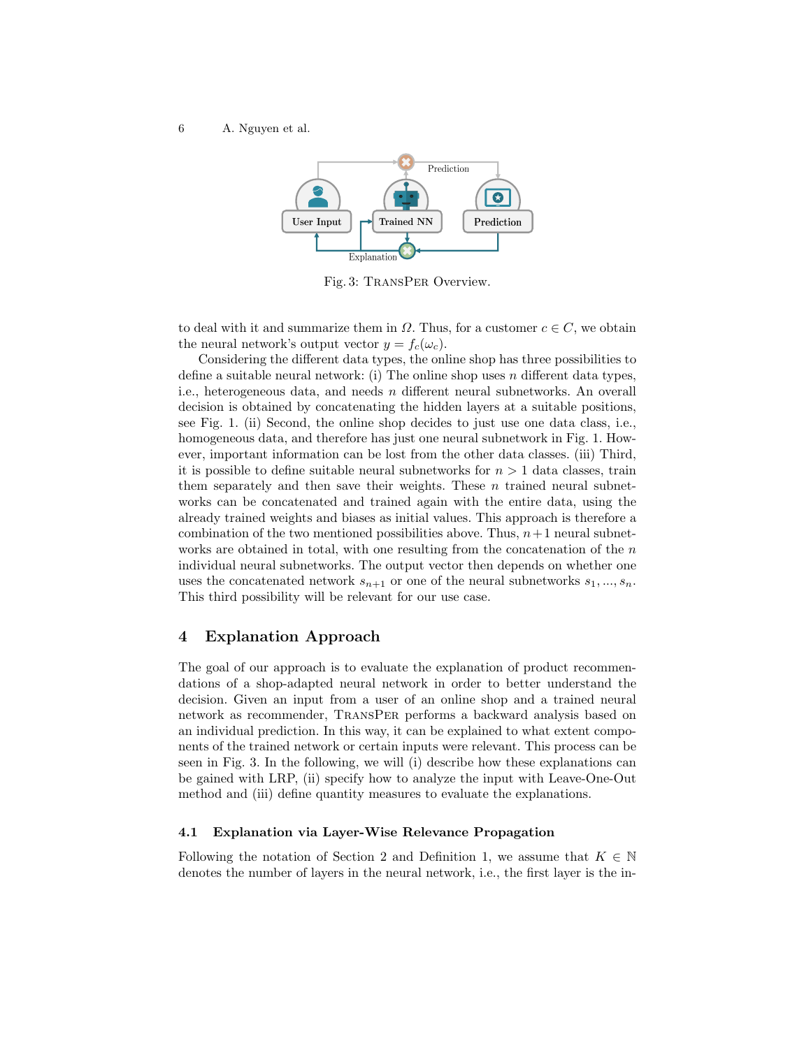Fig. 3: TransPer Overview.

to deal with it and summarize them in $\Omega$. Thus, for a customer $c \in C$, we obtain the neural network's output vector $y = f_c(\omega_c)$.

Considering the different data types, the online shop has three possibilities to define a suitable neural network: (i) The online shop uses $n$ different data types, i.e., heterogeneous data, and needs $n$ different neural subnetworks. An overall decision is obtained by concatenating the hidden layers at a suitable positions, see Fig. 1. (ii) Second, the online shop decides to just use one data class, i.e., homogeneous data, and therefore has just one neural subnetwork in Fig. 1. However, important information can be lost from the other data classes. (iii) Third, it is possible to define suitable neural subnetworks for $n > 1$ data classes, train them separately and then save their weights. These $n$ trained neural subnetworks can be concatenated and trained again with the entire data, using the already trained weights and biases as initial values. This approach is therefore a combination of the two mentioned possibilities above. Thus, $n+1$ neural subnetworks are obtained in total, with one resulting from the concatenation of the $n$ individual neural subnetworks. The output vector then depends on whether one uses the concatenated network $s_{n+1}$ or one of the neural subnetworks $s_1, ..., s_n$. This third possibility will be relevant for our use case.

## 4 Explanation Approach

The goal of our approach is to evaluate the explanation of product recommendations of a shop-adapted neural network in order to better understand the decision. Given an input from a user of an online shop and a trained neural network as recommender, TransPer performs a backward analysis based on an individual prediction. In this way, it can be explained to what extent components of the trained network or certain inputs were relevant. This process can be seen in Fig. 3. In the following, we will (i) describe how these explanations can be gained with LRP, (ii) specify how to analyze the input with Leave-One-Out method and (iii) define quantity measures to evaluate the explanations.

### 4.1 Explanation via Layer-Wise Relevance Propagation

Following the notation of Section 2 and Definition 1, we assume that $K \in \mathbb{N}$ denotes the number of layers in the neural network, i.e., the first layer is the in-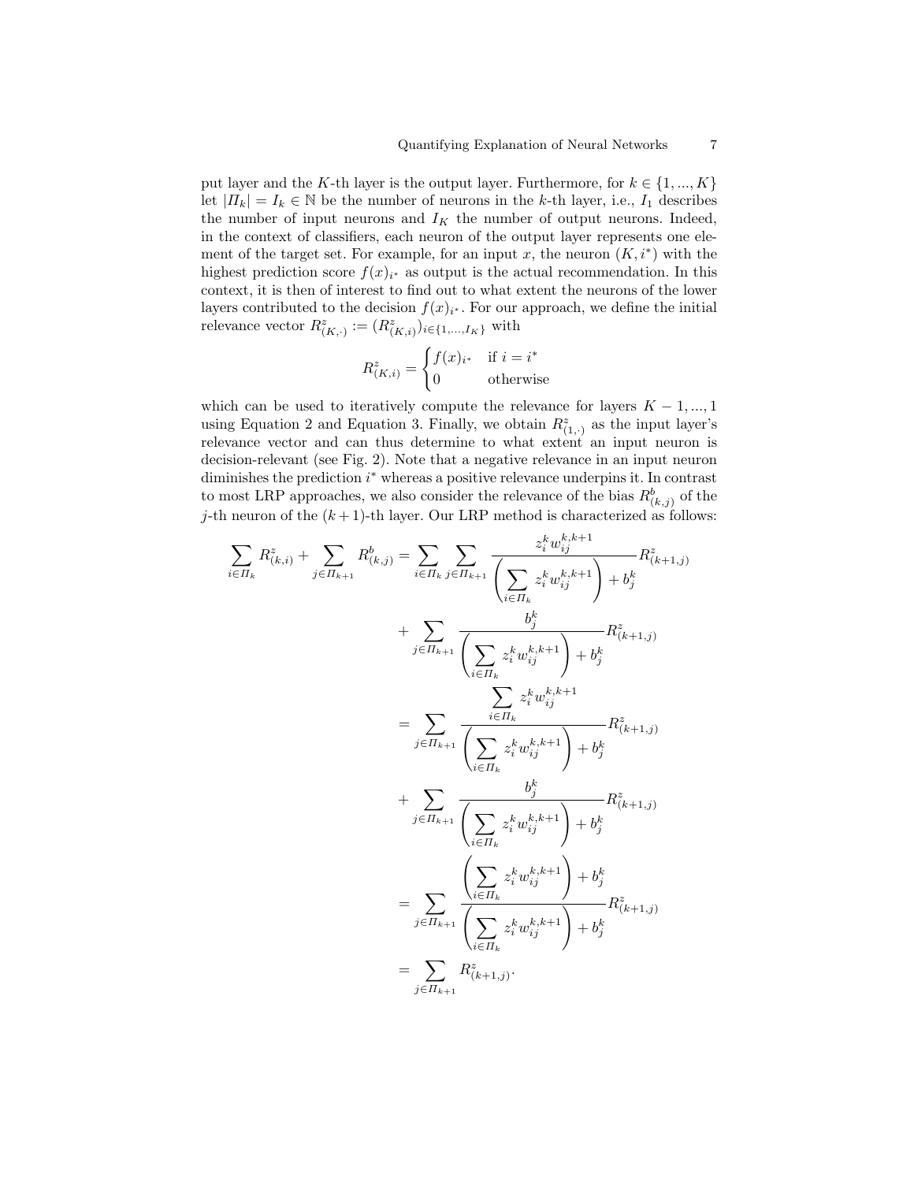put layer and the $K$-th layer is the output layer. Furthermore, for $k \in \{1, ..., K\}$ let $|\Pi_k| = I_k \in \mathbb{N}$ be the number of neurons in the $k$-th layer, i.e., $I_1$ describes the number of input neurons and $I_K$ the number of output neurons. Indeed, in the context of classifiers, each neuron of the output layer represents one element of the target set. For example, for an input $x$, the neuron $(K, i^*)$ with the highest prediction score $f(x)_{i^*}$ as output is the actual recommendation. In this context, it is then of interest to find out to what extent the neurons of the lower layers contributed to the decision $f(x)_{i^*}$. For our approach, we define the initial relevance vector $R^z_{(K,\cdot)} := (R^z_{(K,i)})_{i \in \{1,...,I_K\}}$ with

$$R^z_{(K,i)} = \begin{cases} f(x)_{i^*} & \text{if } i = i^* \\ 0 & \text{otherwise} \end{cases}$$

which can be used to iteratively compute the relevance for layers $K-1, ..., 1$ using Equation 2 and Equation 3. Finally, we obtain $R^z_{(1,\cdot)}$ as the input layer's relevance vector and can thus determine to what extent an input neuron is decision-relevant (see Fig. 2). Note that a negative relevance in an input neuron diminishes the prediction $i^*$ whereas a positive relevance underpins it. In contrast to most LRP approaches, we also consider the relevance of the bias $R^b_{(k,j)}$ of the $j$-th neuron of the $(k+1)$-th layer. Our LRP method is characterized as follows:

$$\begin{aligned}
\sum_{i \in \Pi_k} R^z_{(k,i)} + \sum_{j \in \Pi_{k+1}} R^b_{(k,j)} &= \sum_{i \in \Pi_k} \sum_{j \in \Pi_{k+1}} \frac{z_i^k w_{ij}^{k,k+1}}{\left(\sum\limits_{i \in \Pi_k} z_i^k w_{ij}^{k,k+1}\right) + b_j^k} R^z_{(k+1,j)} \\
&+ \sum_{j \in \Pi_{k+1}} \frac{b_j^k}{\left(\sum\limits_{i \in \Pi_k} z_i^k w_{ij}^{k,k+1}\right) + b_j^k} R^z_{(k+1,j)} \\
&= \sum_{j \in \Pi_{k+1}} \frac{\sum\limits_{i \in \Pi_k} z_i^k w_{ij}^{k,k+1}}{\left(\sum\limits_{i \in \Pi_k} z_i^k w_{ij}^{k,k+1}\right) + b_j^k} R^z_{(k+1,j)} \\
&+ \sum_{j \in \Pi_{k+1}} \frac{b_j^k}{\left(\sum\limits_{i \in \Pi_k} z_i^k w_{ij}^{k,k+1}\right) + b_j^k} R^z_{(k+1,j)} \\
&= \sum_{j \in \Pi_{k+1}} \frac{\left(\sum\limits_{i \in \Pi_k} z_i^k w_{ij}^{k,k+1}\right) + b_j^k}{\left(\sum\limits_{i \in \Pi_k} z_i^k w_{ij}^{k,k+1}\right) + b_j^k} R^z_{(k+1,j)} \\
&= \sum_{j \in \Pi_{k+1}} R^z_{(k+1,j)}.
\end{aligned}$$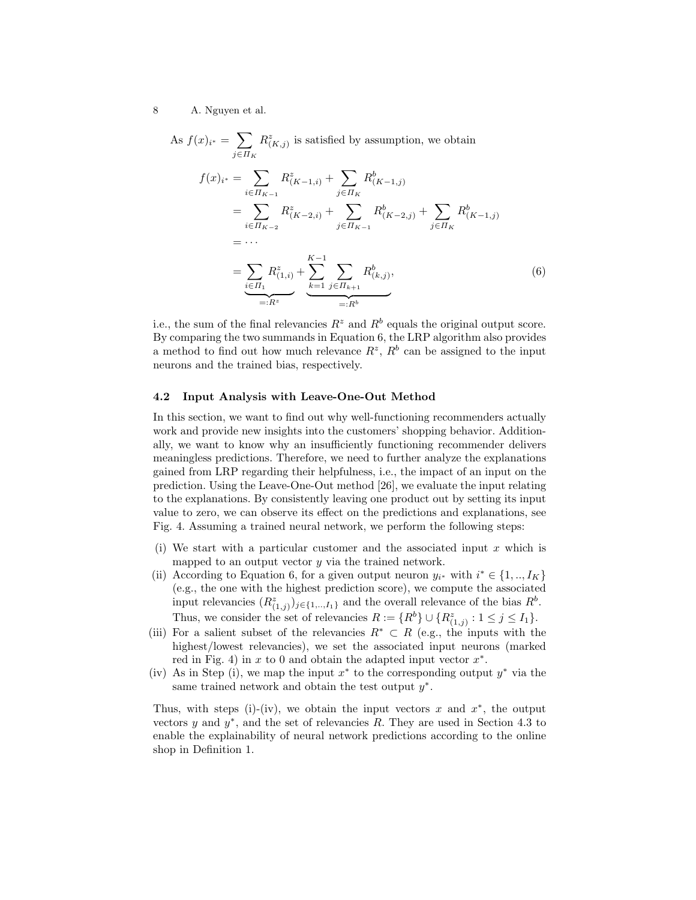As $f(x)_{i^*} = \sum_{j \in \Pi_K} R^z_{(K,j)}$ is satisfied by assumption, we obtain

$$
\begin{aligned}
f(x)_{i^*} &= \sum_{i \in \Pi_{K-1}} R^z_{(K-1,i)} + \sum_{j \in \Pi_K} R^b_{(K-1,j)} \\
&= \sum_{i \in \Pi_{K-2}} R^z_{(K-2,i)} + \sum_{j \in \Pi_{K-1}} R^b_{(K-2,j)} + \sum_{j \in \Pi_K} R^b_{(K-1,j)} \\
&= \cdots \\
&= \underbrace{\sum_{i \in \Pi_1} R^z_{(1,i)}}_{=:R^z} + \underbrace{\sum_{k=1}^{K-1} \sum_{j \in \Pi_{k+1}} R^b_{(k,j)}}_{=:R^b},
\end{aligned} \tag{6}
$$

i.e., the sum of the final relevancies $R^z$ and $R^b$ equals the original output score. By comparing the two summands in Equation 6, the LRP algorithm also provides a method to find out how much relevance $R^z$, $R^b$ can be assigned to the input neurons and the trained bias, respectively.

### 4.2 Input Analysis with Leave-One-Out Method

In this section, we want to find out why well-functioning recommenders actually work and provide new insights into the customers' shopping behavior. Additionally, we want to know why an insufficiently functioning recommender delivers meaningless predictions. Therefore, we need to further analyze the explanations gained from LRP regarding their helpfulness, i.e., the impact of an input on the prediction. Using the Leave-One-Out method [26], we evaluate the input relating to the explanations. By consistently leaving one product out by setting its input value to zero, we can observe its effect on the predictions and explanations, see Fig. 4. Assuming a trained neural network, we perform the following steps:

(i) We start with a particular customer and the associated input $x$ which is mapped to an output vector $y$ via the trained network.
(ii) According to Equation 6, for a given output neuron $y_{i^*}$ with $i^* \in \{1, .., I_K\}$ (e.g., the one with the highest prediction score), we compute the associated input relevancies $(R^z_{(1,j)})_{j \in \{1,..,I_1\}}$ and the overall relevance of the bias $R^b$. Thus, we consider the set of relevancies $R := \{R^b\} \cup \{R^z_{(1,j)} : 1 \leq j \leq I_1\}$.
(iii) For a salient subset of the relevancies $R^* \subset R$ (e.g., the inputs with the highest/lowest relevancies), we set the associated input neurons (marked red in Fig. 4) in $x$ to 0 and obtain the adapted input vector $x^*$.
(iv) As in Step (i), we map the input $x^*$ to the corresponding output $y^*$ via the same trained network and obtain the test output $y^*$.

Thus, with steps (i)-(iv), we obtain the input vectors $x$ and $x^*$, the output vectors $y$ and $y^*$, and the set of relevancies $R$. They are used in Section 4.3 to enable the explainability of neural network predictions according to the online shop in Definition 1.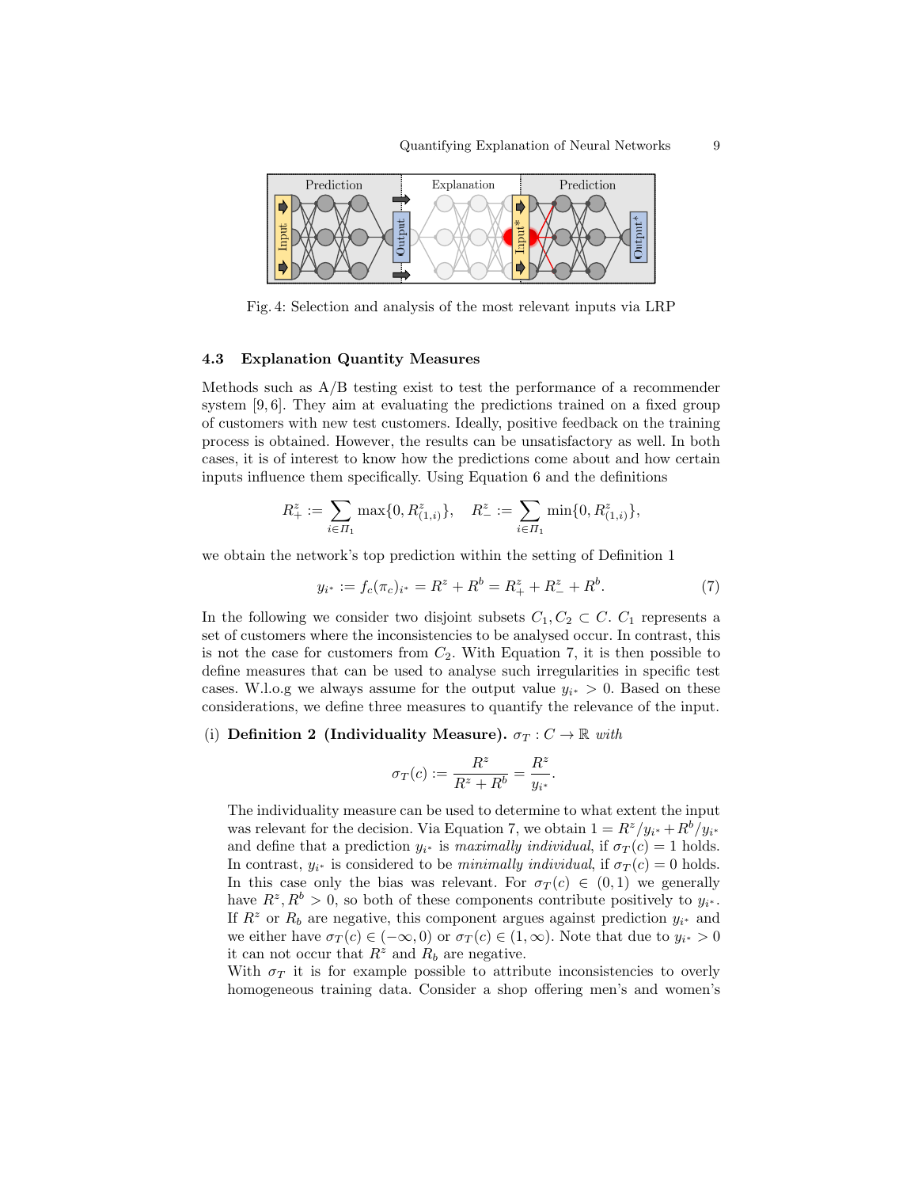Fig. 4: Selection and analysis of the most relevant inputs via LRP

### 4.3 Explanation Quantity Measures

Methods such as A/B testing exist to test the performance of a recommender system [9, 6]. They aim at evaluating the predictions trained on a fixed group of customers with new test customers. Ideally, positive feedback on the training process is obtained. However, the results can be unsatisfactory as well. In both cases, it is of interest to know how the predictions come about and how certain inputs influence them specifically. Using Equation 6 and the definitions

$$R_+^z := \sum_{i \in \Pi_1} \max\{0, R_{(1,i)}^z\}, \quad R_-^z := \sum_{i \in \Pi_1} \min\{0, R_{(1,i)}^z\},$$

we obtain the network's top prediction within the setting of Definition 1

$$y_{i^*} := f_c(\pi_c)_{i^*} = R^z + R^b = R_+^z + R_-^z + R^b. \tag{7}$$

In the following we consider two disjoint subsets $C_1, C_2 \subset C$. $C_1$ represents a set of customers where the inconsistencies to be analysed occur. In contrast, this is not the case for customers from $C_2$. With Equation 7, it is then possible to define measures that can be used to analyse such irregularities in specific test cases. W.l.o.g we always assume for the output value $y_{i^*} > 0$. Based on these considerations, we define three measures to quantify the relevance of the input.

(i) **Definition 2 (Individuality Measure).** *$\sigma_T : C \to \mathbb{R}$ with*

$$\sigma_T(c) := \frac{R^z}{R^z + R^b} = \frac{R^z}{y_{i^*}}.$$

The individuality measure can be used to determine to what extent the input was relevant for the decision. Via Equation 7, we obtain $1 = R^z/y_{i^*} + R^b/y_{i^*}$ and define that a prediction $y_{i^*}$ is *maximally individual*, if $\sigma_T(c) = 1$ holds. In contrast, $y_{i^*}$ is considered to be *minimally individual*, if $\sigma_T(c) = 0$ holds. In this case only the bias was relevant. For $\sigma_T(c) \in (0, 1)$ we generally have $R^z, R^b > 0$, so both of these components contribute positively to $y_{i^*}$. If $R^z$ or $R_b$ are negative, this component argues against prediction $y_{i^*}$ and we either have $\sigma_T(c) \in (-\infty, 0)$ or $\sigma_T(c) \in (1, \infty)$. Note that due to $y_{i^*} > 0$ it can not occur that $R^z$ and $R_b$ are negative.

With $\sigma_T$ it is for example possible to attribute inconsistencies to overly homogeneous training data. Consider a shop offering men's and women's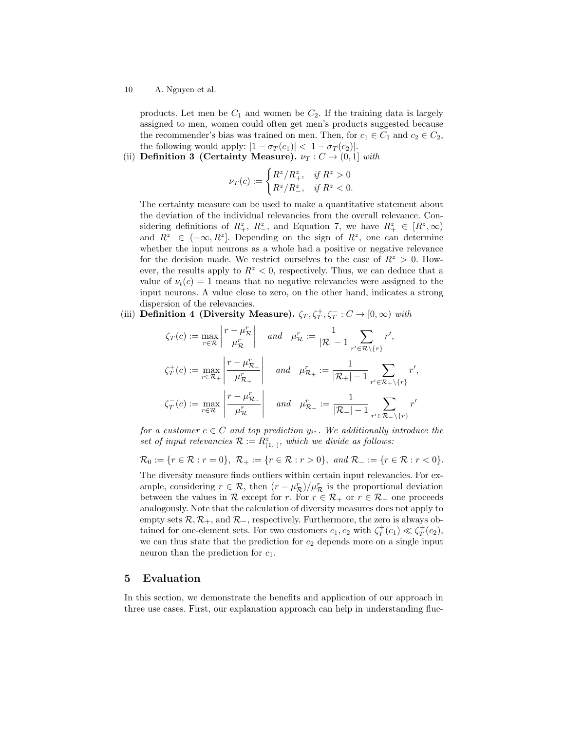products. Let men be $C_1$ and women be $C_2$. If the training data is largely assigned to men, women could often get men's products suggested because the recommender's bias was trained on men. Then, for $c_1 \in C_1$ and $c_2 \in C_2$, the following would apply: $|1 - \sigma_T(c_1)| < |1 - \sigma_T(c_2)|$.

(ii) **Definition 3 (Certainty Measure).** *$\nu_T : C \to (0, 1]$ with*

$$\nu_T(c) := \begin{cases} R^z / R^z_+, & \text{if } R^z > 0 \\ R^z / R^z_-, & \text{if } R^z < 0. \end{cases}$$

The certainty measure can be used to make a quantitative statement about the deviation of the individual relevancies from the overall relevance. Considering definitions of $R^z_+$, $R^z_-$, and Equation 7, we have $R^z_+ \in [R^z, \infty)$ and $R^z_- \in (-\infty, R^z]$. Depending on the sign of $R^z$, one can determine whether the input neurons as a whole had a positive or negative relevance for the decision made. We restrict ourselves to the case of $R^z > 0$. However, the results apply to $R^z < 0$, respectively. Thus, we can deduce that a value of $\nu_t(c) = 1$ means that no negative relevancies were assigned to the input neurons. A value close to zero, on the other hand, indicates a strong dispersion of the relevancies.

(iii) **Definition 4 (Diversity Measure).** *$\zeta_T, \zeta_T^+, \zeta_T^- : C \to [0, \infty)$ with*

$$\zeta_T(c) := \max_{r \in \mathcal{R}} \left| \frac{r - \mu^r_{\mathcal{R}}}{\mu^r_{\mathcal{R}}} \right| \quad \text{and} \quad \mu^r_{\mathcal{R}} := \frac{1}{|\mathcal{R}| - 1} \sum_{r' \in \mathcal{R} \setminus \{r\}} r',$$

$$\zeta_T^+(c) := \max_{r \in \mathcal{R}_+} \left| \frac{r - \mu^r_{\mathcal{R}_+}}{\mu^r_{\mathcal{R}_+}} \right| \quad \text{and} \quad \mu^r_{\mathcal{R}_+} := \frac{1}{|\mathcal{R}_+| - 1} \sum_{r' \in \mathcal{R}_+ \setminus \{r\}} r',$$

$$\zeta_T^-(c) := \max_{r \in \mathcal{R}_-} \left| \frac{r - \mu^r_{\mathcal{R}_-}}{\mu^r_{\mathcal{R}_-}} \right| \quad \text{and} \quad \mu^r_{\mathcal{R}_-} := \frac{1}{|\mathcal{R}_-| - 1} \sum_{r' \in \mathcal{R}_- \setminus \{r\}} r'$$

*for a customer $c \in C$ and top prediction $y_{i^*}$. We additionally introduce the set of input relevancies $\mathcal{R} := R^z_{(1,\cdot)}$, which we divide as follows:*

$$\mathcal{R}_0 := \{r \in \mathcal{R} : r = 0\}, \; \mathcal{R}_+ := \{r \in \mathcal{R} : r > 0\}, \; \text{and } \mathcal{R}_- := \{r \in \mathcal{R} : r < 0\}.$$

The diversity measure finds outliers within certain input relevancies. For example, considering $r \in \mathcal{R}$, then $(r - \mu^r_{\mathcal{R}})/\mu^r_{\mathcal{R}}$ is the proportional deviation between the values in $\mathcal{R}$ except for $r$. For $r \in \mathcal{R}_+$ or $r \in \mathcal{R}_-$ one proceeds analogously. Note that the calculation of diversity measures does not apply to empty sets $\mathcal{R}, \mathcal{R}_+$, and $\mathcal{R}_-$, respectively. Furthermore, the zero is always obtained for one-element sets. For two customers $c_1, c_2$ with $\zeta_T^+(c_1) \ll \zeta_T^+(c_2)$, we can thus state that the prediction for $c_2$ depends more on a single input neuron than the prediction for $c_1$.

## 5 Evaluation

In this section, we demonstrate the benefits and application of our approach in three use cases. First, our explanation approach can help in understanding fluc-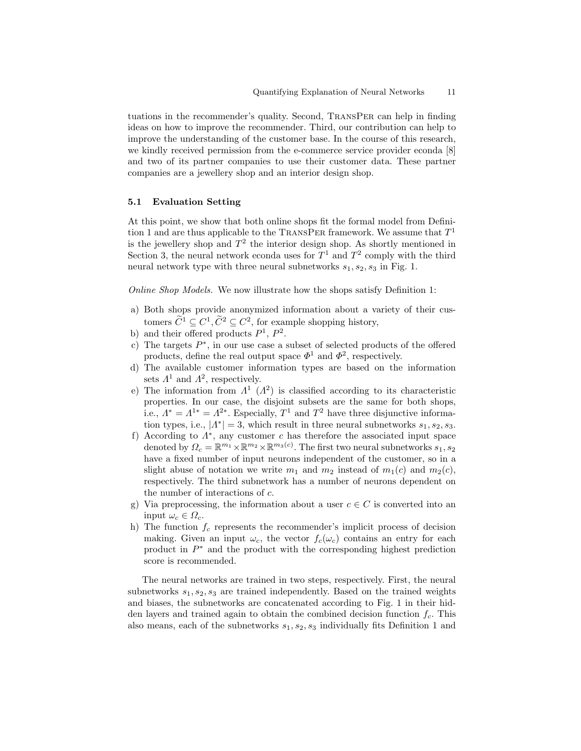tuations in the recommender's quality. Second, TransPer can help in finding ideas on how to improve the recommender. Third, our contribution can help to improve the understanding of the customer base. In the course of this research, we kindly received permission from the e-commerce service provider econda [8] and two of its partner companies to use their customer data. These partner companies are a jewellery shop and an interior design shop.

### 5.1 Evaluation Setting

At this point, we show that both online shops fit the formal model from Definition 1 and are thus applicable to the TransPer framework. We assume that $T^1$ is the jewellery shop and $T^2$ the interior design shop. As shortly mentioned in Section 3, the neural network econda uses for $T^1$ and $T^2$ comply with the third neural network type with three neural subnetworks $s_1, s_2, s_3$ in Fig. 1.

*Online Shop Models.* We now illustrate how the shops satisfy Definition 1:

a) Both shops provide anonymized information about a variety of their customers $\widetilde{C}^1 \subseteq C^1, \widetilde{C}^2 \subseteq C^2$, for example shopping history,
b) and their offered products $P^1$, $P^2$.
c) The targets $P^*$, in our use case a subset of selected products of the offered products, define the real output space $\Phi^1$ and $\Phi^2$, respectively.
d) The available customer information types are based on the information sets $\Lambda^1$ and $\Lambda^2$, respectively.
e) The information from $\Lambda^1$ ($\Lambda^2$) is classified according to its characteristic properties. In our case, the disjoint subsets are the same for both shops, i.e., $\Lambda^* = \Lambda^{1*} = \Lambda^{2*}$. Especially, $T^1$ and $T^2$ have three disjunctive information types, i.e., $|\Lambda^*| = 3$, which result in three neural subnetworks $s_1, s_2, s_3$.
f) According to $\Lambda^*$, any customer $c$ has therefore the associated input space denoted by $\Omega_c = \mathbb{R}^{m_1} \times \mathbb{R}^{m_2} \times \mathbb{R}^{m_3(c)}$. The first two neural subnetworks $s_1, s_2$ have a fixed number of input neurons independent of the customer, so in a slight abuse of notation we write $m_1$ and $m_2$ instead of $m_1(c)$ and $m_2(c)$, respectively. The third subnetwork has a number of neurons dependent on the number of interactions of $c$.
g) Via preprocessing, the information about a user $c \in C$ is converted into an input $\omega_c \in \Omega_c$.
h) The function $f_c$ represents the recommender's implicit process of decision making. Given an input $\omega_c$, the vector $f_c(\omega_c)$ contains an entry for each product in $P^*$ and the product with the corresponding highest prediction score is recommended.

The neural networks are trained in two steps, respectively. First, the neural subnetworks $s_1, s_2, s_3$ are trained independently. Based on the trained weights and biases, the subnetworks are concatenated according to Fig. 1 in their hidden layers and trained again to obtain the combined decision function $f_c$. This also means, each of the subnetworks $s_1, s_2, s_3$ individually fits Definition 1 and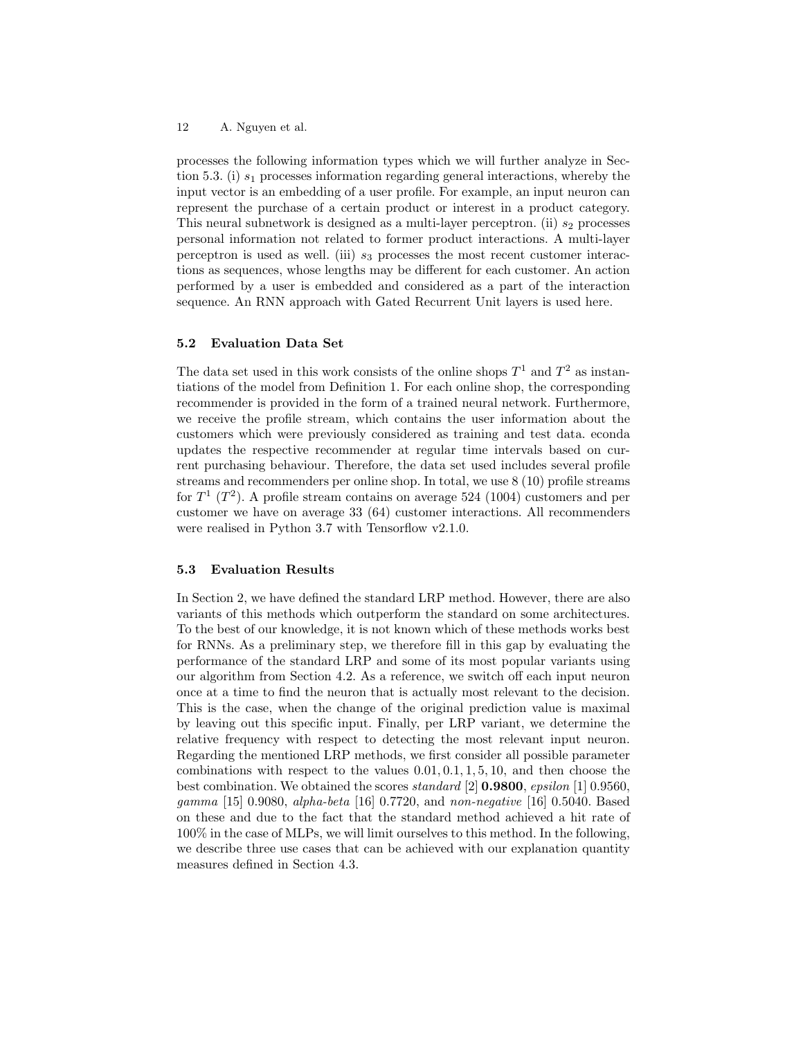processes the following information types which we will further analyze in Section 5.3. (i) $s_1$ processes information regarding general interactions, whereby the input vector is an embedding of a user profile. For example, an input neuron can represent the purchase of a certain product or interest in a product category. This neural subnetwork is designed as a multi-layer perceptron. (ii) $s_2$ processes personal information not related to former product interactions. A multi-layer perceptron is used as well. (iii) $s_3$ processes the most recent customer interactions as sequences, whose lengths may be different for each customer. An action performed by a user is embedded and considered as a part of the interaction sequence. An RNN approach with Gated Recurrent Unit layers is used here.

### 5.2 Evaluation Data Set

The data set used in this work consists of the online shops $T^1$ and $T^2$ as instantiations of the model from Definition 1. For each online shop, the corresponding recommender is provided in the form of a trained neural network. Furthermore, we receive the profile stream, which contains the user information about the customers which were previously considered as training and test data. econda updates the respective recommender at regular time intervals based on current purchasing behaviour. Therefore, the data set used includes several profile streams and recommenders per online shop. In total, we use 8 (10) profile streams for $T^1$ ($T^2$). A profile stream contains on average 524 (1004) customers and per customer we have on average 33 (64) customer interactions. All recommenders were realised in Python 3.7 with Tensorflow v2.1.0.

### 5.3 Evaluation Results

In Section 2, we have defined the standard LRP method. However, there are also variants of this methods which outperform the standard on some architectures. To the best of our knowledge, it is not known which of these methods works best for RNNs. As a preliminary step, we therefore fill in this gap by evaluating the performance of the standard LRP and some of its most popular variants using our algorithm from Section 4.2. As a reference, we switch off each input neuron once at a time to find the neuron that is actually most relevant to the decision. This is the case, when the change of the original prediction value is maximal by leaving out this specific input. Finally, per LRP variant, we determine the relative frequency with respect to detecting the most relevant input neuron. Regarding the mentioned LRP methods, we first consider all possible parameter combinations with respect to the values $0.01, 0.1, 1, 5, 10$, and then choose the best combination. We obtained the scores *standard* [2] **0.9800**, *epsilon* [1] 0.9560, *gamma* [15] 0.9080, *alpha-beta* [16] 0.7720, and *non-negative* [16] 0.5040. Based on these and due to the fact that the standard method achieved a hit rate of 100% in the case of MLPs, we will limit ourselves to this method. In the following, we describe three use cases that can be achieved with our explanation quantity measures defined in Section 4.3.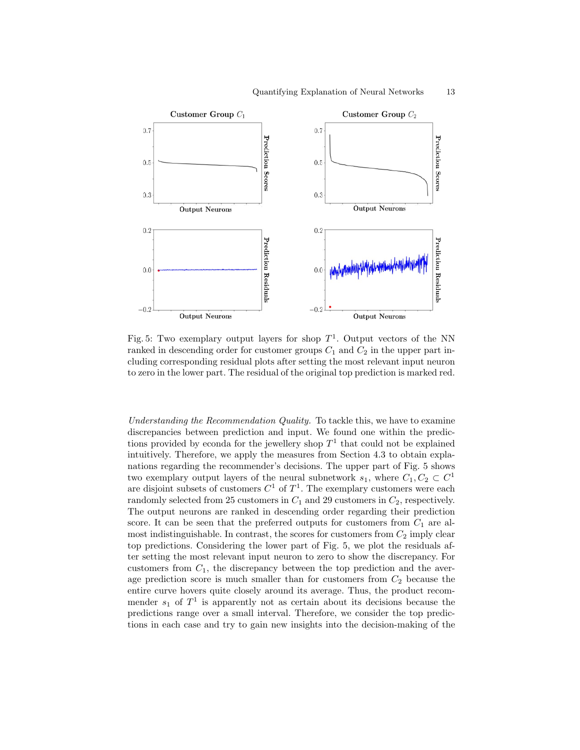Fig. 5: Two exemplary output layers for shop $T^1$. Output vectors of the NN ranked in descending order for customer groups $C_1$ and $C_2$ in the upper part including corresponding residual plots after setting the most relevant input neuron to zero in the lower part. The residual of the original top prediction is marked red.

*Understanding the Recommendation Quality.* To tackle this, we have to examine discrepancies between prediction and input. We found one within the predictions provided by econda for the jewellery shop $T^1$ that could not be explained intuitively. Therefore, we apply the measures from Section 4.3 to obtain explanations regarding the recommender's decisions. The upper part of Fig. 5 shows two exemplary output layers of the neural subnetwork $s_1$, where $C_1, C_2 \subset C^1$ are disjoint subsets of customers $C^1$ of $T^1$. The exemplary customers were each randomly selected from 25 customers in $C_1$ and 29 customers in $C_2$, respectively. The output neurons are ranked in descending order regarding their prediction score. It can be seen that the preferred outputs for customers from $C_1$ are almost indistinguishable. In contrast, the scores for customers from $C_2$ imply clear top predictions. Considering the lower part of Fig. 5, we plot the residuals after setting the most relevant input neuron to zero to show the discrepancy. For customers from $C_1$, the discrepancy between the top prediction and the average prediction score is much smaller than for customers from $C_2$ because the entire curve hovers quite closely around its average. Thus, the product recommender $s_1$ of $T^1$ is apparently not as certain about its decisions because the predictions range over a small interval. Therefore, we consider the top predictions in each case and try to gain new insights into the decision-making of the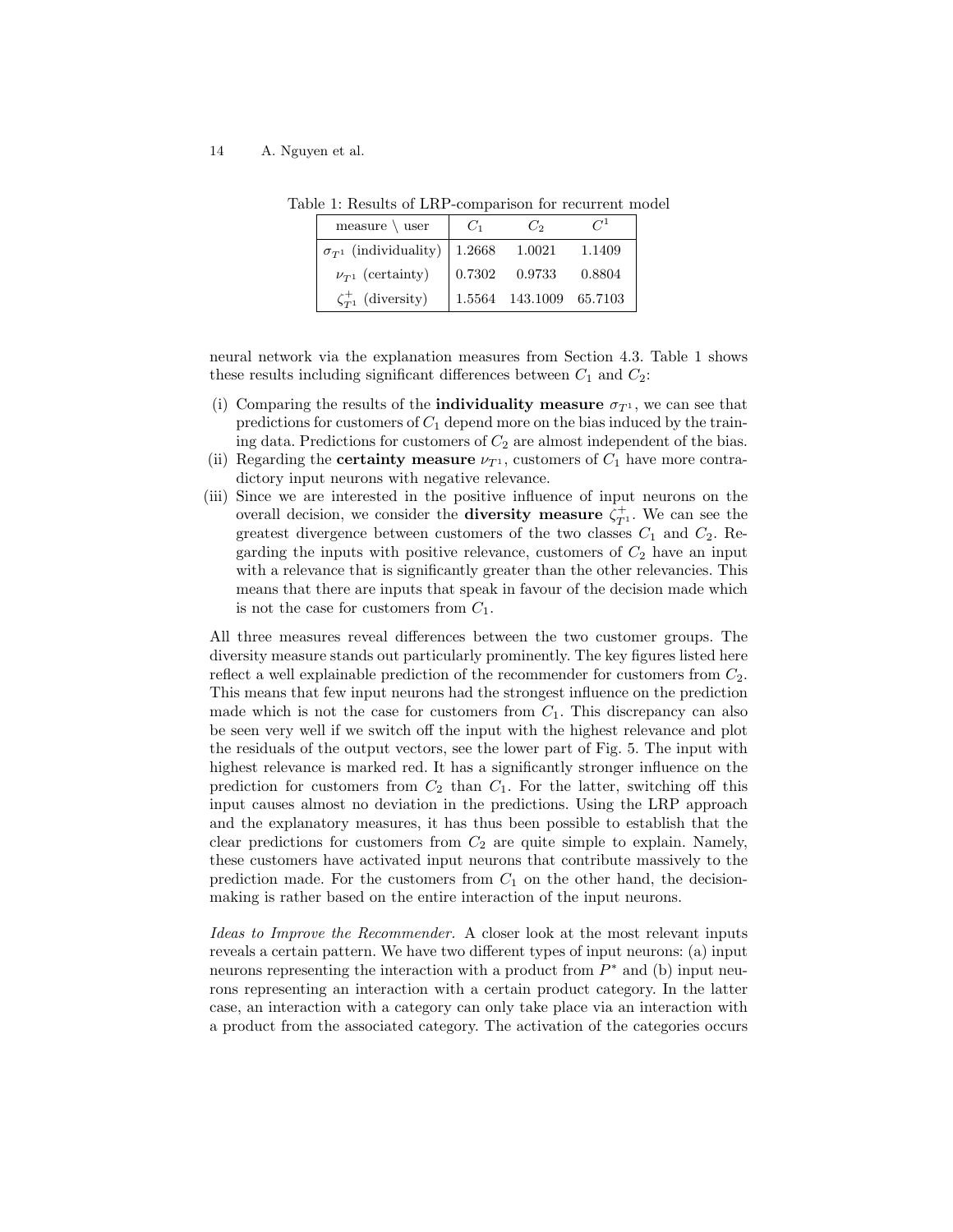Table 1: Results of LRP-comparison for recurrent model

| measure \ user | $C_1$ | $C_2$ | $C^1$ |
|---|---|---|---|
| $\sigma_{T^1}$ (individuality) | 1.2668 | 1.0021 | 1.1409 |
| $\nu_{T^1}$ (certainty) | 0.7302 | 0.9733 | 0.8804 |
| $\zeta^+_{T^1}$ (diversity) | 1.5564 | 143.1009 | 65.7103 |

neural network via the explanation measures from Section 4.3. Table 1 shows these results including significant differences between $C_1$ and $C_2$:

(i) Comparing the results of the **individuality measure** $\sigma_{T^1}$, we can see that predictions for customers of $C_1$ depend more on the bias induced by the training data. Predictions for customers of $C_2$ are almost independent of the bias.

(ii) Regarding the **certainty measure** $\nu_{T^1}$, customers of $C_1$ have more contradictory input neurons with negative relevance.

(iii) Since we are interested in the positive influence of input neurons on the overall decision, we consider the **diversity measure** $\zeta^+_{T^1}$. We can see the greatest divergence between customers of the two classes $C_1$ and $C_2$. Regarding the inputs with positive relevance, customers of $C_2$ have an input with a relevance that is significantly greater than the other relevancies. This means that there are inputs that speak in favour of the decision made which is not the case for customers from $C_1$.

All three measures reveal differences between the two customer groups. The diversity measure stands out particularly prominently. The key figures listed here reflect a well explainable prediction of the recommender for customers from $C_2$. This means that few input neurons had the strongest influence on the prediction made which is not the case for customers from $C_1$. This discrepancy can also be seen very well if we switch off the input with the highest relevance and plot the residuals of the output vectors, see the lower part of Fig. 5. The input with highest relevance is marked red. It has a significantly stronger influence on the prediction for customers from $C_2$ than $C_1$. For the latter, switching off this input causes almost no deviation in the predictions. Using the LRP approach and the explanatory measures, it has thus been possible to establish that the clear predictions for customers from $C_2$ are quite simple to explain. Namely, these customers have activated input neurons that contribute massively to the prediction made. For the customers from $C_1$ on the other hand, the decision-making is rather based on the entire interaction of the input neurons.

*Ideas to Improve the Recommender.* A closer look at the most relevant inputs reveals a certain pattern. We have two different types of input neurons: (a) input neurons representing the interaction with a product from $P^*$ and (b) input neurons representing an interaction with a certain product category. In the latter case, an interaction with a category can only take place via an interaction with a product from the associated category. The activation of the categories occurs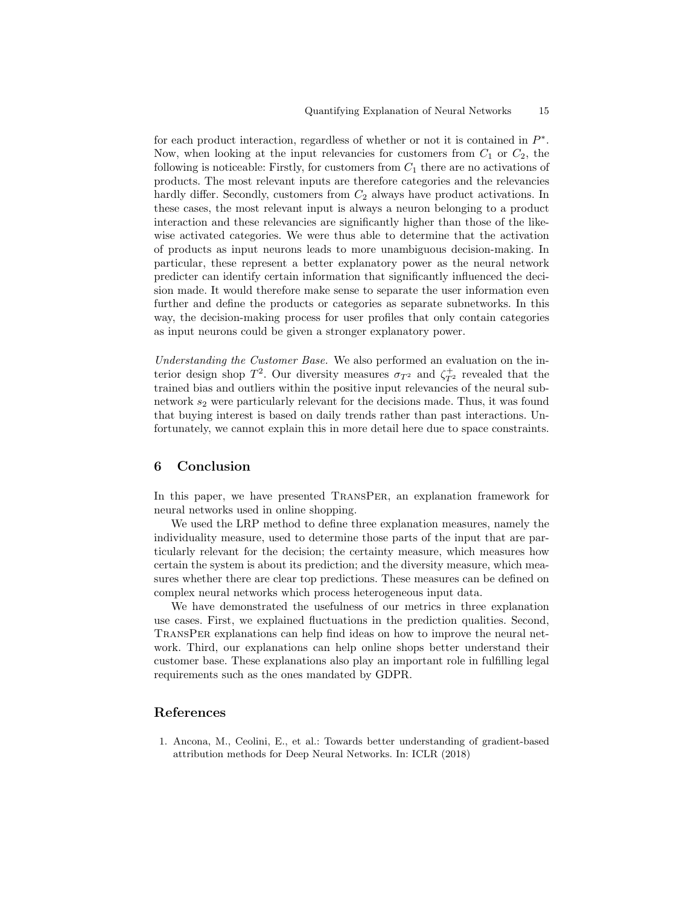for each product interaction, regardless of whether or not it is contained in $P^*$. Now, when looking at the input relevancies for customers from $C_1$ or $C_2$, the following is noticeable: Firstly, for customers from $C_1$ there are no activations of products. The most relevant inputs are therefore categories and the relevancies hardly differ. Secondly, customers from $C_2$ always have product activations. In these cases, the most relevant input is always a neuron belonging to a product interaction and these relevancies are significantly higher than those of the likewise activated categories. We were thus able to determine that the activation of products as input neurons leads to more unambiguous decision-making. In particular, these represent a better explanatory power as the neural network predicter can identify certain information that significantly influenced the decision made. It would therefore make sense to separate the user information even further and define the products or categories as separate subnetworks. In this way, the decision-making process for user profiles that only contain categories as input neurons could be given a stronger explanatory power.

*Understanding the Customer Base.* We also performed an evaluation on the interior design shop $T^2$. Our diversity measures $\sigma_{T^2}$ and $\zeta^+_{T^2}$ revealed that the trained bias and outliers within the positive input relevancies of the neural subnetwork $s_2$ were particularly relevant for the decisions made. Thus, it was found that buying interest is based on daily trends rather than past interactions. Unfortunately, we cannot explain this in more detail here due to space constraints.

## 6 Conclusion

In this paper, we have presented TransPer, an explanation framework for neural networks used in online shopping.

We used the LRP method to define three explanation measures, namely the individuality measure, used to determine those parts of the input that are particularly relevant for the decision; the certainty measure, which measures how certain the system is about its prediction; and the diversity measure, which measures whether there are clear top predictions. These measures can be defined on complex neural networks which process heterogeneous input data.

We have demonstrated the usefulness of our metrics in three explanation use cases. First, we explained fluctuations in the prediction qualities. Second, TransPer explanations can help find ideas on how to improve the neural network. Third, our explanations can help online shops better understand their customer base. These explanations also play an important role in fulfilling legal requirements such as the ones mandated by GDPR.

## References

1. Ancona, M., Ceolini, E., et al.: Towards better understanding of gradient-based attribution methods for Deep Neural Networks. In: ICLR (2018)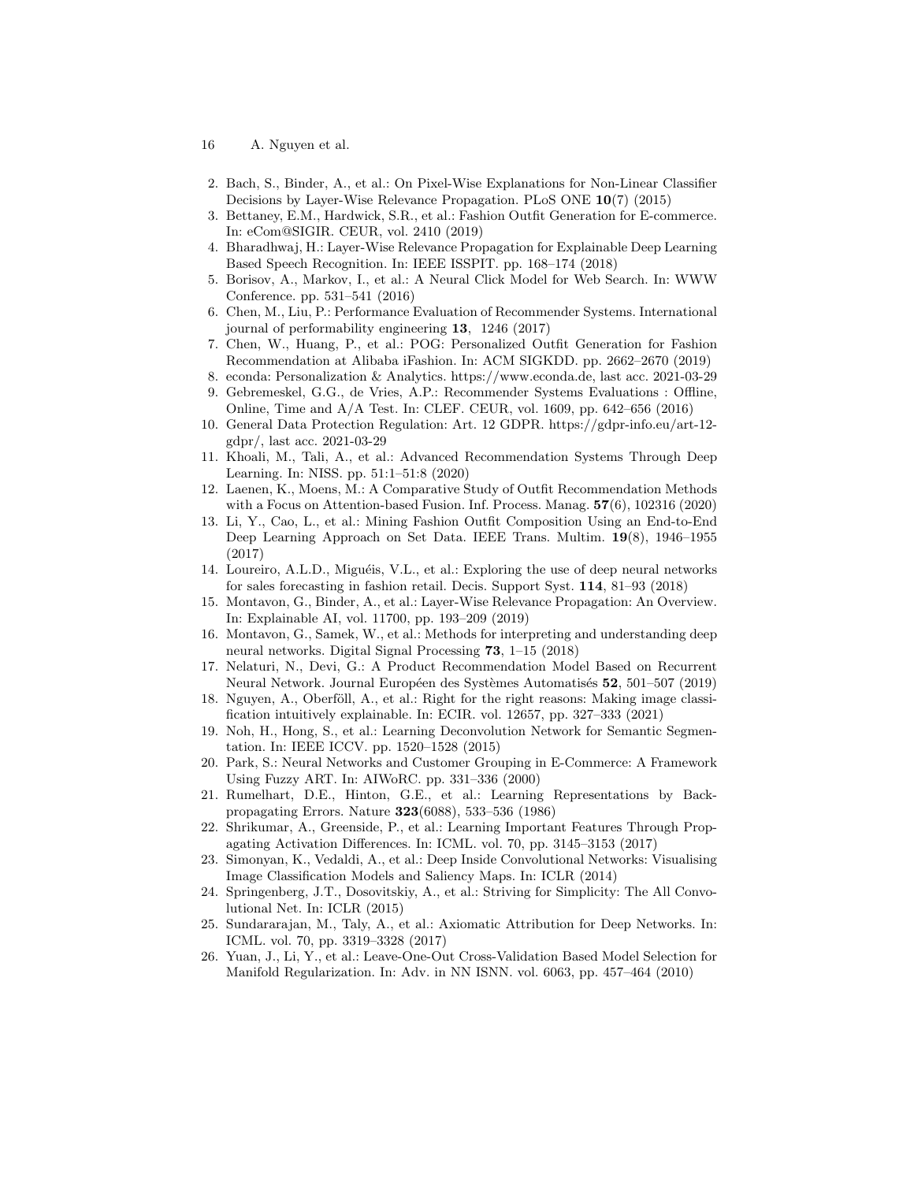2. Bach, S., Binder, A., et al.: On Pixel-Wise Explanations for Non-Linear Classifier Decisions by Layer-Wise Relevance Propagation. PLoS ONE **10**(7) (2015)
3. Bettaney, E.M., Hardwick, S.R., et al.: Fashion Outfit Generation for E-commerce. In: eCom@SIGIR. CEUR, vol. 2410 (2019)
4. Bharadhwaj, H.: Layer-Wise Relevance Propagation for Explainable Deep Learning Based Speech Recognition. In: IEEE ISSPIT. pp. 168–174 (2018)
5. Borisov, A., Markov, I., et al.: A Neural Click Model for Web Search. In: WWW Conference. pp. 531–541 (2016)
6. Chen, M., Liu, P.: Performance Evaluation of Recommender Systems. International journal of performability engineering **13**, 1246 (2017)
7. Chen, W., Huang, P., et al.: POG: Personalized Outfit Generation for Fashion Recommendation at Alibaba iFashion. In: ACM SIGKDD. pp. 2662–2670 (2019)
8. econda: Personalization & Analytics. https://www.econda.de, last acc. 2021-03-29
9. Gebremeskel, G.G., de Vries, A.P.: Recommender Systems Evaluations : Offline, Online, Time and A/A Test. In: CLEF. CEUR, vol. 1609, pp. 642–656 (2016)
10. General Data Protection Regulation: Art. 12 GDPR. https://gdpr-info.eu/art-12-gdpr/, last acc. 2021-03-29
11. Khoali, M., Tali, A., et al.: Advanced Recommendation Systems Through Deep Learning. In: NISS. pp. 51:1–51:8 (2020)
12. Laenen, K., Moens, M.: A Comparative Study of Outfit Recommendation Methods with a Focus on Attention-based Fusion. Inf. Process. Manag. **57**(6), 102316 (2020)
13. Li, Y., Cao, L., et al.: Mining Fashion Outfit Composition Using an End-to-End Deep Learning Approach on Set Data. IEEE Trans. Multim. **19**(8), 1946–1955 (2017)
14. Loureiro, A.L.D., Miguéis, V.L., et al.: Exploring the use of deep neural networks for sales forecasting in fashion retail. Decis. Support Syst. **114**, 81–93 (2018)
15. Montavon, G., Binder, A., et al.: Layer-Wise Relevance Propagation: An Overview. In: Explainable AI, vol. 11700, pp. 193–209 (2019)
16. Montavon, G., Samek, W., et al.: Methods for interpreting and understanding deep neural networks. Digital Signal Processing **73**, 1–15 (2018)
17. Nelaturi, N., Devi, G.: A Product Recommendation Model Based on Recurrent Neural Network. Journal Européen des Systèmes Automatisés **52**, 501–507 (2019)
18. Nguyen, A., Oberföll, A., et al.: Right for the right reasons: Making image classification intuitively explainable. In: ECIR. vol. 12657, pp. 327–333 (2021)
19. Noh, H., Hong, S., et al.: Learning Deconvolution Network for Semantic Segmentation. In: IEEE ICCV. pp. 1520–1528 (2015)
20. Park, S.: Neural Networks and Customer Grouping in E-Commerce: A Framework Using Fuzzy ART. In: AIWoRC. pp. 331–336 (2000)
21. Rumelhart, D.E., Hinton, G.E., et al.: Learning Representations by Backpropagating Errors. Nature **323**(6088), 533–536 (1986)
22. Shrikumar, A., Greenside, P., et al.: Learning Important Features Through Propagating Activation Differences. In: ICML. vol. 70, pp. 3145–3153 (2017)
23. Simonyan, K., Vedaldi, A., et al.: Deep Inside Convolutional Networks: Visualising Image Classification Models and Saliency Maps. In: ICLR (2014)
24. Springenberg, J.T., Dosovitskiy, A., et al.: Striving for Simplicity: The All Convolutional Net. In: ICLR (2015)
25. Sundararajan, M., Taly, A., et al.: Axiomatic Attribution for Deep Networks. In: ICML. vol. 70, pp. 3319–3328 (2017)
26. Yuan, J., Li, Y., et al.: Leave-One-Out Cross-Validation Based Model Selection for Manifold Regularization. In: Adv. in NN ISNN. vol. 6063, pp. 457–464 (2010)